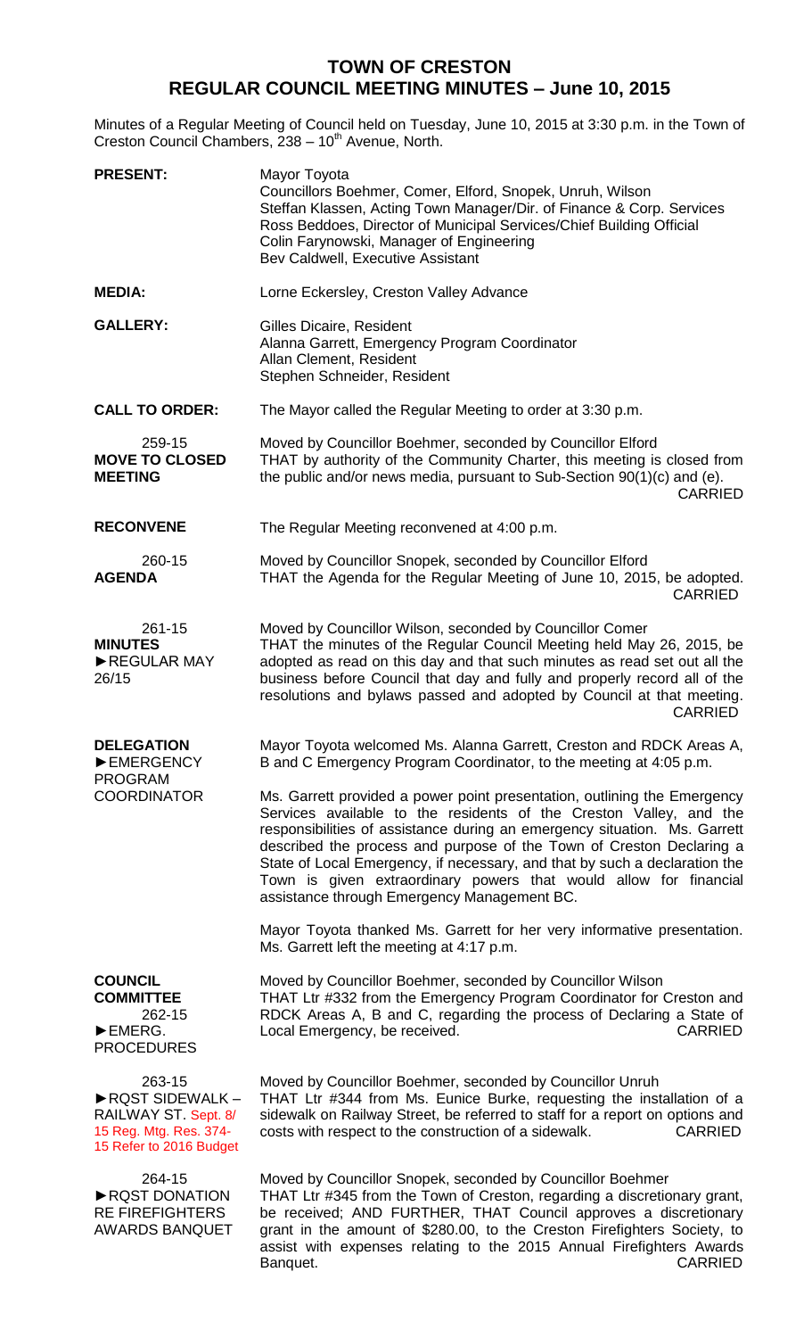# TOWN OF CRESTON
## REGULAR COUNCIL MEETING MINUTES – June 10, 2015

Minutes of a Regular Meeting of Council held on Tuesday, June 10, 2015 at 3:30 p.m. in the Town of Creston Council Chambers, 238 – 10th Avenue, North.

**PRESENT:**
Mayor Toyota
Councillors Boehmer, Comer, Elford, Snopek, Unruh, Wilson
Steffan Klassen, Acting Town Manager/Dir. of Finance & Corp. Services
Ross Beddoes, Director of Municipal Services/Chief Building Official
Colin Farynowski, Manager of Engineering
Bev Caldwell, Executive Assistant

**MEDIA:**
Lorne Eckersley, Creston Valley Advance

**GALLERY:**
Gilles Dicaire, Resident
Alanna Garrett, Emergency Program Coordinator
Allan Clement, Resident
Stephen Schneider, Resident

**CALL TO ORDER:**
The Mayor called the Regular Meeting to order at 3:30 p.m.

**259-15 MOVE TO CLOSED MEETING**
Moved by Councillor Boehmer, seconded by Councillor Elford
THAT by authority of the Community Charter, this meeting is closed from the public and/or news media, pursuant to Sub-Section 90(1)(c) and (e).
CARRIED

**RECONVENE**
The Regular Meeting reconvened at 4:00 p.m.

**260-15 AGENDA**
Moved by Councillor Snopek, seconded by Councillor Elford
THAT the Agenda for the Regular Meeting of June 10, 2015, be adopted.
CARRIED

**261-15 MINUTES ►REGULAR MAY 26/15**
Moved by Councillor Wilson, seconded by Councillor Comer
THAT the minutes of the Regular Council Meeting held May 26, 2015, be adopted as read on this day and that such minutes as read set out all the business before Council that day and fully and properly record all of the resolutions and bylaws passed and adopted by Council at that meeting.
CARRIED

**DELEGATION ►EMERGENCY PROGRAM COORDINATOR**
Mayor Toyota welcomed Ms. Alanna Garrett, Creston and RDCK Areas A, B and C Emergency Program Coordinator, to the meeting at 4:05 p.m.

Ms. Garrett provided a power point presentation, outlining the Emergency Services available to the residents of the Creston Valley, and the responsibilities of assistance during an emergency situation. Ms. Garrett described the process and purpose of the Town of Creston Declaring a State of Local Emergency, if necessary, and that by such a declaration the Town is given extraordinary powers that would allow for financial assistance through Emergency Management BC.

Mayor Toyota thanked Ms. Garrett for her very informative presentation. Ms. Garrett left the meeting at 4:17 p.m.

**COUNCIL COMMITTEE**
**262-15 ►EMERG. PROCEDURES**
Moved by Councillor Boehmer, seconded by Councillor Wilson
THAT Ltr #332 from the Emergency Program Coordinator for Creston and RDCK Areas A, B and C, regarding the process of Declaring a State of Local Emergency, be received.
CARRIED

**263-15 ►RQST SIDEWALK – RAILWAY ST.** Sept. 8/15 Reg. Mtg. Res. 374-15 Refer to 2016 Budget
Moved by Councillor Boehmer, seconded by Councillor Unruh
THAT Ltr #344 from Ms. Eunice Burke, requesting the installation of a sidewalk on Railway Street, be referred to staff for a report on options and costs with respect to the construction of a sidewalk.
CARRIED

**264-15 ►RQST DONATION RE FIREFIGHTERS AWARDS BANQUET**
Moved by Councillor Snopek, seconded by Councillor Boehmer
THAT Ltr #345 from the Town of Creston, regarding a discretionary grant, be received; AND FURTHER, THAT Council approves a discretionary grant in the amount of $280.00, to the Creston Firefighters Society, to assist with expenses relating to the 2015 Annual Firefighters Awards Banquet.
CARRIED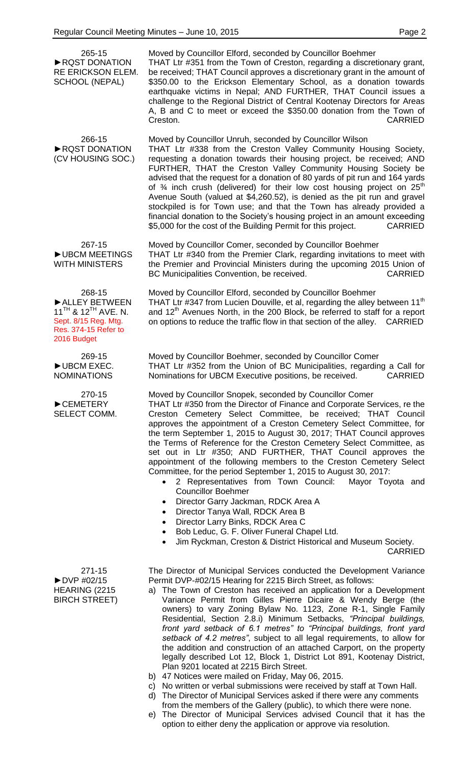265-15
►RQST DONATION RE ERICKSON ELEM. SCHOOL (NEPAL)

Moved by Councillor Elford, seconded by Councillor Boehmer
THAT Ltr #351 from the Town of Creston, regarding a discretionary grant, be received; THAT Council approves a discretionary grant in the amount of $350.00 to the Erickson Elementary School, as a donation towards earthquake victims in Nepal; AND FURTHER, THAT Council issues a challenge to the Regional District of Central Kootenay Directors for Areas A, B and C to meet or exceed the $350.00 donation from the Town of Creston. CARRIED

266-15
►RQST DONATION (CV HOUSING SOC.)

Moved by Councillor Unruh, seconded by Councillor Wilson
THAT Ltr #338 from the Creston Valley Community Housing Society, requesting a donation towards their housing project, be received; AND FURTHER, THAT the Creston Valley Community Housing Society be advised that the request for a donation of 80 yards of pit run and 164 yards of ¾ inch crush (delivered) for their low cost housing project on 25th Avenue South (valued at $4,260.52), is denied as the pit run and gravel stockpiled is for Town use; and that the Town has already provided a financial donation to the Society's housing project in an amount exceeding $5,000 for the cost of the Building Permit for this project. CARRIED

267-15
►UBCM MEETINGS WITH MINISTERS

Moved by Councillor Comer, seconded by Councillor Boehmer
THAT Ltr #340 from the Premier Clark, regarding invitations to meet with the Premier and Provincial Ministers during the upcoming 2015 Union of BC Municipalities Convention, be received. CARRIED

268-15
►ALLEY BETWEEN 11TH & 12TH AVE. N.
Sept. 8/15 Reg. Mtg. Res. 374-15 Refer to 2016 Budget

Moved by Councillor Elford, seconded by Councillor Boehmer
THAT Ltr #347 from Lucien Douville, et al, regarding the alley between 11th and 12th Avenues North, in the 200 Block, be referred to staff for a report on options to reduce the traffic flow in that section of the alley. CARRIED

269-15
►UBCM EXEC. NOMINATIONS

Moved by Councillor Boehmer, seconded by Councillor Comer
THAT Ltr #352 from the Union of BC Municipalities, regarding a Call for Nominations for UBCM Executive positions, be received. CARRIED

270-15
►CEMETERY SELECT COMM.

Moved by Councillor Snopek, seconded by Councillor Comer
THAT Ltr #350 from the Director of Finance and Corporate Services, re the Creston Cemetery Select Committee, be received; THAT Council approves the appointment of a Creston Cemetery Select Committee, for the term September 1, 2015 to August 30, 2017; THAT Council approves the Terms of Reference for the Creston Cemetery Select Committee, as set out in Ltr #350; AND FURTHER, THAT Council approves the appointment of the following members to the Creston Cemetery Select Committee, for the period September 1, 2015 to August 30, 2017:

- 2 Representatives from Town Council: Mayor Toyota and Councillor Boehmer
- Director Garry Jackman, RDCK Area A
- Director Tanya Wall, RDCK Area B
- Director Larry Binks, RDCK Area C
- Bob Leduc, G. F. Oliver Funeral Chapel Ltd.
- Jim Ryckman, Creston & District Historical and Museum Society.

CARRIED

271-15
►DVP #02/15 HEARING (2215 BIRCH STREET)

The Director of Municipal Services conducted the Development Variance Permit DVP-#02/15 Hearing for 2215 Birch Street, as follows:

a) The Town of Creston has received an application for a Development Variance Permit from Gilles Pierre Dicaire & Wendy Berge (the owners) to vary Zoning Bylaw No. 1123, Zone R-1, Single Family Residential, Section 2.8.i) Minimum Setbacks, *"Principal buildings, front yard setback of 6.1 metres"* to *"Principal buildings, front yard setback of 4.2 metres"*, subject to all legal requirements, to allow for the addition and construction of an attached Carport, on the property legally described Lot 12, Block 1, District Lot 891, Kootenay District, Plan 9201 located at 2215 Birch Street.
b) 47 Notices were mailed on Friday, May 06, 2015.
c) No written or verbal submissions were received by staff at Town Hall.
d) The Director of Municipal Services asked if there were any comments from the members of the Gallery (public), to which there were none.
e) The Director of Municipal Services advised Council that it has the option to either deny the application or approve via resolution.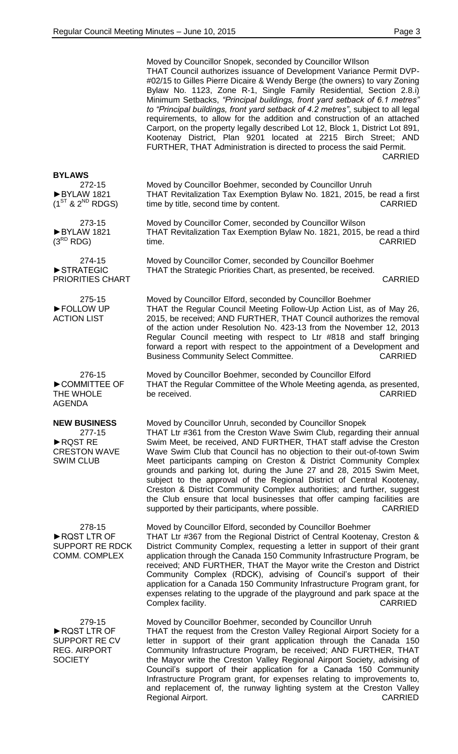Moved by Councillor Snopek, seconded by Councillor WIlson
THAT Council authorizes issuance of Development Variance Permit DVP-#02/15 to Gilles Pierre Dicaire & Wendy Berge (the owners) to vary Zoning Bylaw No. 1123, Zone R-1, Single Family Residential, Section 2.8.i) Minimum Setbacks, *"Principal buildings, front yard setback of 6.1 metres"* to *"Principal buildings, front yard setback of 4.2 metres"*, subject to all legal requirements, to allow for the addition and construction of an attached Carport, on the property legally described Lot 12, Block 1, District Lot 891, Kootenay District, Plan 9201 located at 2215 Birch Street; AND FURTHER, THAT Administration is directed to process the said Permit.
CARRIED

## BYLAWS

**272-15**
**►BYLAW 1821 ($1^{ST}$ & $2^{ND}$ RDGS)**

Moved by Councillor Boehmer, seconded by Councillor Unruh
THAT Revitalization Tax Exemption Bylaw No. 1821, 2015, be read a first time by title, second time by content.
CARRIED

**273-15**
**►BYLAW 1821 ($3^{RD}$ RDG)**

Moved by Councillor Comer, seconded by Councillor Wilson
THAT Revitalization Tax Exemption Bylaw No. 1821, 2015, be read a third time.
CARRIED

**274-15**
**►STRATEGIC PRIORITIES CHART**

Moved by Councillor Comer, seconded by Councillor Boehmer
THAT the Strategic Priorities Chart, as presented, be received.
CARRIED

**275-15**
**►FOLLOW UP ACTION LIST**

Moved by Councillor Elford, seconded by Councillor Boehmer
THAT the Regular Council Meeting Follow-Up Action List, as of May 26, 2015, be received; AND FURTHER, THAT Council authorizes the removal of the action under Resolution No. 423-13 from the November 12, 2013 Regular Council meeting with respect to Ltr #818 and staff bringing forward a report with respect to the appointment of a Development and Business Community Select Committee.
CARRIED

**276-15**
**►COMMITTEE OF THE WHOLE AGENDA**

Moved by Councillor Boehmer, seconded by Councillor Elford
THAT the Regular Committee of the Whole Meeting agenda, as presented, be received.
CARRIED

## NEW BUSINESS

**277-15**
**►RQST RE CRESTON WAVE SWIM CLUB**

Moved by Councillor Unruh, seconded by Councillor Snopek
THAT Ltr #361 from the Creston Wave Swim Club, regarding their annual Swim Meet, be received, AND FURTHER, THAT staff advise the Creston Wave Swim Club that Council has no objection to their out-of-town Swim Meet participants camping on Creston & District Community Complex grounds and parking lot, during the June 27 and 28, 2015 Swim Meet, subject to the approval of the Regional District of Central Kootenay, Creston & District Community Complex authorities; and further, suggest the Club ensure that local businesses that offer camping facilities are supported by their participants, where possible.
CARRIED

**278-15**
**►RQST LTR OF SUPPORT RE RDCK COMM. COMPLEX**

Moved by Councillor Elford, seconded by Councillor Boehmer
THAT Ltr #367 from the Regional District of Central Kootenay, Creston & District Community Complex, requesting a letter in support of their grant application through the Canada 150 Community Infrastructure Program, be received; AND FURTHER, THAT the Mayor write the Creston and District Community Complex (RDCK), advising of Council's support of their application for a Canada 150 Community Infrastructure Program grant, for expenses relating to the upgrade of the playground and park space at the Complex facility.
CARRIED

**279-15**
**►RQST LTR OF SUPPORT RE CV REG. AIRPORT SOCIETY**

Moved by Councillor Boehmer, seconded by Councillor Unruh
THAT the request from the Creston Valley Regional Airport Society for a letter in support of their grant application through the Canada 150 Community Infrastructure Program, be received; AND FURTHER, THAT the Mayor write the Creston Valley Regional Airport Society, advising of Council's support of their application for a Canada 150 Community Infrastructure Program grant, for expenses relating to improvements to, and replacement of, the runway lighting system at the Creston Valley Regional Airport.
CARRIED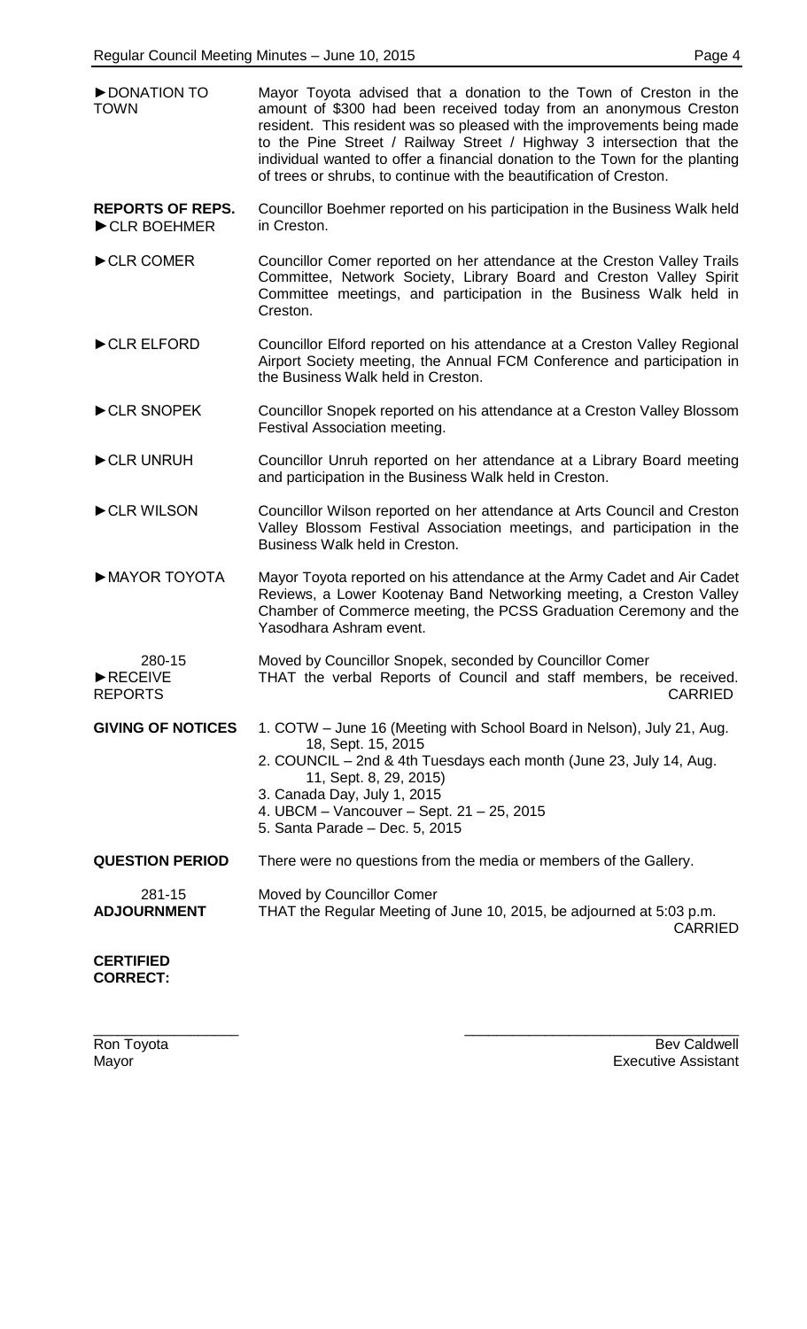**►DONATION TO TOWN**

Mayor Toyota advised that a donation to the Town of Creston in the amount of $300 had been received today from an anonymous Creston resident. This resident was so pleased with the improvements being made to the Pine Street / Railway Street / Highway 3 intersection that the individual wanted to offer a financial donation to the Town for the planting of trees or shrubs, to continue with the beautification of Creston.

**REPORTS OF REPS.**

**►CLR BOEHMER**

Councillor Boehmer reported on his participation in the Business Walk held in Creston.

**►CLR COMER**

Councillor Comer reported on her attendance at the Creston Valley Trails Committee, Network Society, Library Board and Creston Valley Spirit Committee meetings, and participation in the Business Walk held in Creston.

**►CLR ELFORD**

Councillor Elford reported on his attendance at a Creston Valley Regional Airport Society meeting, the Annual FCM Conference and participation in the Business Walk held in Creston.

**►CLR SNOPEK**

Councillor Snopek reported on his attendance at a Creston Valley Blossom Festival Association meeting.

**►CLR UNRUH**

Councillor Unruh reported on her attendance at a Library Board meeting and participation in the Business Walk held in Creston.

**►CLR WILSON**

Councillor Wilson reported on her attendance at Arts Council and Creston Valley Blossom Festival Association meetings, and participation in the Business Walk held in Creston.

**►MAYOR TOYOTA**

Mayor Toyota reported on his attendance at the Army Cadet and Air Cadet Reviews, a Lower Kootenay Band Networking meeting, a Creston Valley Chamber of Commerce meeting, the PCSS Graduation Ceremony and the Yasodhara Ashram event.

**280-15**
**►RECEIVE REPORTS**

Moved by Councillor Snopek, seconded by Councillor Comer
THAT the verbal Reports of Council and staff members, be received.
CARRIED

**GIVING OF NOTICES**

1. COTW – June 16 (Meeting with School Board in Nelson), July 21, Aug. 18, Sept. 15, 2015
2. COUNCIL – 2nd & 4th Tuesdays each month (June 23, July 14, Aug. 11, Sept. 8, 29, 2015)
3. Canada Day, July 1, 2015
4. UBCM – Vancouver – Sept. 21 – 25, 2015
5. Santa Parade – Dec. 5, 2015

**QUESTION PERIOD**

There were no questions from the media or members of the Gallery.

**281-15**
**ADJOURNMENT**

Moved by Councillor Comer
THAT the Regular Meeting of June 10, 2015, be adjourned at 5:03 p.m.
CARRIED

**CERTIFIED CORRECT:**

\_\_\_\_\_\_\_\_\_\_\_\_\_\_\_\_\_\_
Ron Toyota
Mayor

\_\_\_\_\_\_\_\_\_\_\_\_\_\_\_\_\_\_
Bev Caldwell
Executive Assistant